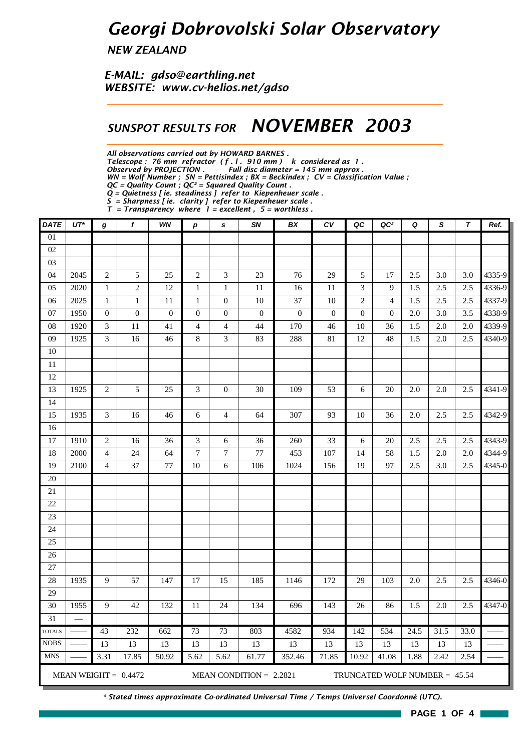# Georgi Dobrovolski Solar Observatory

*NEW ZEALAND*

*E-MAIL: gdso@earthling.net*
*WEBSITE: www.cv-helios.net/gdso*

## SUNSPOT RESULTS FOR NOVEMBER 2003

*All observations carried out by HOWARD BARNES .*
*Telescope : 76 mm refractor ( f . l . 910 mm ) k considered as 1 .*
*Observed by PROJECTION . Full disc diameter = 145 mm approx .*
*WN = Wolf Number ; SN = Pettisindex ; BX = Beckindex ; CV = Classification Value ;*
*QC = Quality Count ; QC² = Squared Quality Count .*
*Q = Quietness [ ie. steadiness ] refer to Kiepenheuer scale .*
*S = Sharpness [ ie. clarity ] refer to Kiepenheuer scale .*
*T = Transparency where 1 = excellent , 5 = worthless .*

| DATE | UT* | g | f | WN | p | s | SN | BX | CV | QC | QC² | Q | S | T | Ref. |
|---|---|---|---|---|---|---|---|---|---|---|---|---|---|---|---|
| 01 | | | | | | | | | | | | | | | |
| 02 | | | | | | | | | | | | | | | |
| 03 | | | | | | | | | | | | | | | |
| 04 | 2045 | 2 | 5 | 25 | 2 | 3 | 23 | 76 | 29 | 5 | 17 | 2.5 | 3.0 | 3.0 | 4335-9 |
| 05 | 2020 | 1 | 2 | 12 | 1 | 1 | 11 | 16 | 11 | 3 | 9 | 1.5 | 2.5 | 2.5 | 4336-9 |
| 06 | 2025 | 1 | 1 | 11 | 1 | 0 | 10 | 37 | 10 | 2 | 4 | 1.5 | 2.5 | 2.5 | 4337-9 |
| 07 | 1950 | 0 | 0 | 0 | 0 | 0 | 0 | 0 | 0 | 0 | 0 | 2.0 | 3.0 | 3.5 | 4338-9 |
| 08 | 1920 | 3 | 11 | 41 | 4 | 4 | 44 | 170 | 46 | 10 | 36 | 1.5 | 2.0 | 2.0 | 4339-9 |
| 09 | 1925 | 3 | 16 | 46 | 8 | 3 | 83 | 288 | 81 | 12 | 48 | 1.5 | 2.0 | 2.5 | 4340-9 |
| 10 | | | | | | | | | | | | | | | |
| 11 | | | | | | | | | | | | | | | |
| 12 | | | | | | | | | | | | | | | |
| 13 | 1925 | 2 | 5 | 25 | 3 | 0 | 30 | 109 | 53 | 6 | 20 | 2.0 | 2.0 | 2.5 | 4341-9 |
| 14 | | | | | | | | | | | | | | | |
| 15 | 1935 | 3 | 16 | 46 | 6 | 4 | 64 | 307 | 93 | 10 | 36 | 2.0 | 2.5 | 2.5 | 4342-9 |
| 16 | | | | | | | | | | | | | | | |
| 17 | 1910 | 2 | 16 | 36 | 3 | 6 | 36 | 260 | 33 | 6 | 20 | 2.5 | 2.5 | 2.5 | 4343-9 |
| 18 | 2000 | 4 | 24 | 64 | 7 | 7 | 77 | 453 | 107 | 14 | 58 | 1.5 | 2.0 | 2.0 | 4344-9 |
| 19 | 2100 | 4 | 37 | 77 | 10 | 6 | 106 | 1024 | 156 | 19 | 97 | 2.5 | 3.0 | 2.5 | 4345-0 |
| 20 | | | | | | | | | | | | | | | |
| 21 | | | | | | | | | | | | | | | |
| 22 | | | | | | | | | | | | | | | |
| 23 | | | | | | | | | | | | | | | |
| 24 | | | | | | | | | | | | | | | |
| 25 | | | | | | | | | | | | | | | |
| 26 | | | | | | | | | | | | | | | |
| 27 | | | | | | | | | | | | | | | |
| 28 | 1935 | 9 | 57 | 147 | 17 | 15 | 185 | 1146 | 172 | 29 | 103 | 2.0 | 2.5 | 2.5 | 4346-0 |
| 29 | | | | | | | | | | | | | | | |
| 30 | 1955 | 9 | 42 | 132 | 11 | 24 | 134 | 696 | 143 | 26 | 86 | 1.5 | 2.0 | 2.5 | 4347-0 |
| 31 | — | | | | | | | | | | | | | | |
| TOTALS | —— | 43 | 232 | 662 | 73 | 73 | 803 | 4582 | 934 | 142 | 534 | 24.5 | 31.5 | 33.0 | —— |
| NOBS | —— | 13 | 13 | 13 | 13 | 13 | 13 | 13 | 13 | 13 | 13 | 13 | 13 | 13 | —— |
| MNS | —— | 3.31 | 17.85 | 50.92 | 5.62 | 5.62 | 61.77 | 352.46 | 71.85 | 10.92 | 41.08 | 1.88 | 2.42 | 2.54 | —— |

MEAN WEIGHT = 0.4472 MEAN CONDITION = 2.2821 TRUNCATED WOLF NUMBER = 45.54

*\* Stated times approximate Co-ordinated Universal Time / Temps Universel Coordonné (UTC).*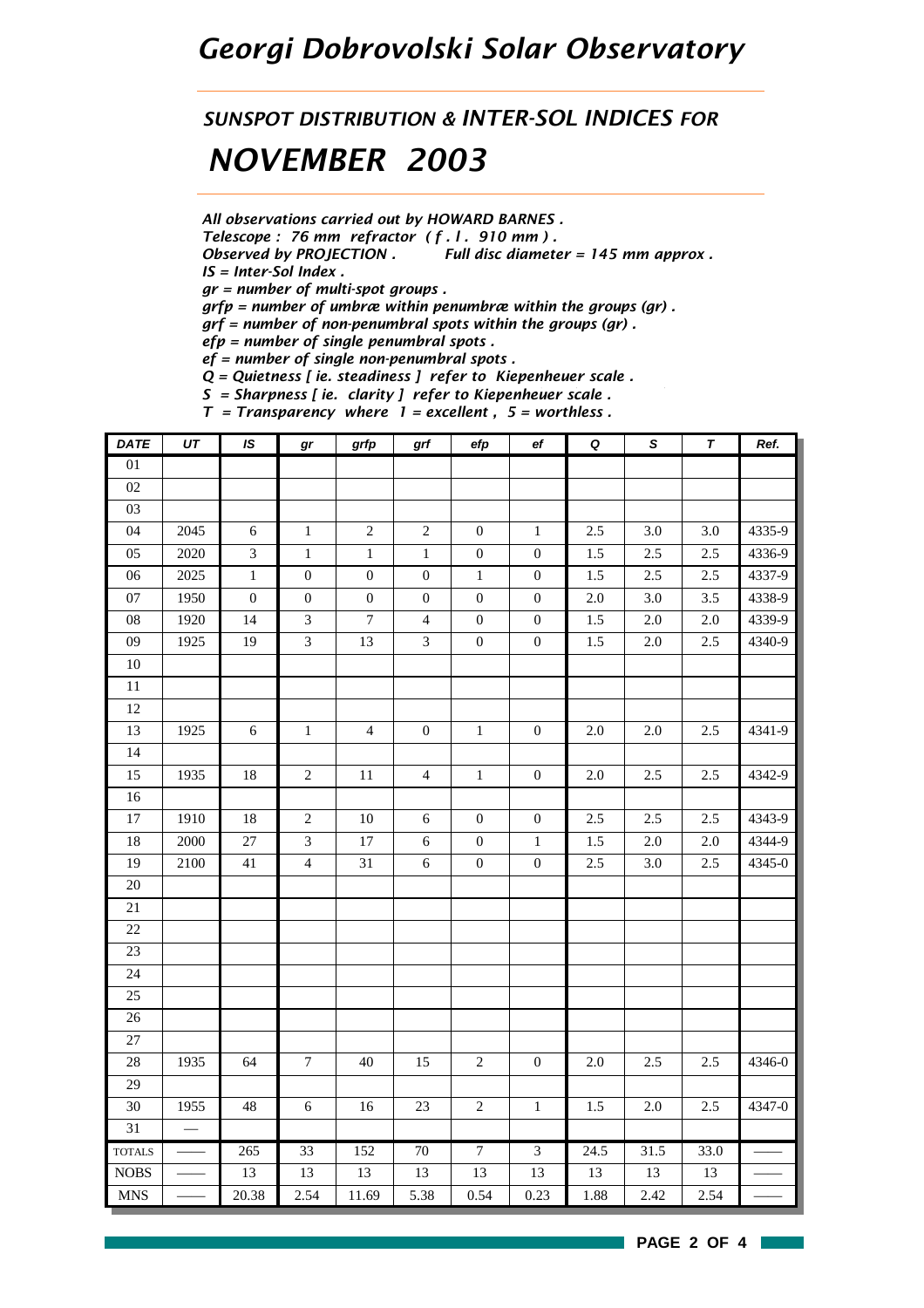# *Georgi Dobrovolski Solar Observatory*

## *SUNSPOT DISTRIBUTION & INTER-SOL INDICES FOR*

## *NOVEMBER 2003*

*All observations carried out by HOWARD BARNES .*
*Telescope : 76 mm refractor ( f . l . 910 mm ) .*
*Observed by PROJECTION . Full disc diameter = 145 mm approx .*
*IS = Inter-Sol Index .*
*gr = number of multi-spot groups .*
*grfp = number of umbræ within penumbræ within the groups (gr) .*
*grf = number of non-penumbral spots within the groups (gr) .*
*efp = number of single penumbral spots .*
*ef = number of single non-penumbral spots .*
*Q = Quietness [ ie. steadiness ] refer to Kiepenheuer scale .*
*S = Sharpness [ ie. clarity ] refer to Kiepenheuer scale .*
*T = Transparency where 1 = excellent , 5 = worthless .*

| DATE | UT | IS | gr | grfp | grf | efp | ef | Q | S | T | Ref. |
|---|---|---|---|---|---|---|---|---|---|---|---|
| 01 | | | | | | | | | | | |
| 02 | | | | | | | | | | | |
| 03 | | | | | | | | | | | |
| 04 | 2045 | 6 | 1 | 2 | 2 | 0 | 1 | 2.5 | 3.0 | 3.0 | 4335-9 |
| 05 | 2020 | 3 | 1 | 1 | 1 | 0 | 0 | 1.5 | 2.5 | 2.5 | 4336-9 |
| 06 | 2025 | 1 | 0 | 0 | 0 | 1 | 0 | 1.5 | 2.5 | 2.5 | 4337-9 |
| 07 | 1950 | 0 | 0 | 0 | 0 | 0 | 0 | 2.0 | 3.0 | 3.5 | 4338-9 |
| 08 | 1920 | 14 | 3 | 7 | 4 | 0 | 0 | 1.5 | 2.0 | 2.0 | 4339-9 |
| 09 | 1925 | 19 | 3 | 13 | 3 | 0 | 0 | 1.5 | 2.0 | 2.5 | 4340-9 |
| 10 | | | | | | | | | | | |
| 11 | | | | | | | | | | | |
| 12 | | | | | | | | | | | |
| 13 | 1925 | 6 | 1 | 4 | 0 | 1 | 0 | 2.0 | 2.0 | 2.5 | 4341-9 |
| 14 | | | | | | | | | | | |
| 15 | 1935 | 18 | 2 | 11 | 4 | 1 | 0 | 2.0 | 2.5 | 2.5 | 4342-9 |
| 16 | | | | | | | | | | | |
| 17 | 1910 | 18 | 2 | 10 | 6 | 0 | 0 | 2.5 | 2.5 | 2.5 | 4343-9 |
| 18 | 2000 | 27 | 3 | 17 | 6 | 0 | 1 | 1.5 | 2.0 | 2.0 | 4344-9 |
| 19 | 2100 | 41 | 4 | 31 | 6 | 0 | 0 | 2.5 | 3.0 | 2.5 | 4345-0 |
| 20 | | | | | | | | | | | |
| 21 | | | | | | | | | | | |
| 22 | | | | | | | | | | | |
| 23 | | | | | | | | | | | |
| 24 | | | | | | | | | | | |
| 25 | | | | | | | | | | | |
| 26 | | | | | | | | | | | |
| 27 | | | | | | | | | | | |
| 28 | 1935 | 64 | 7 | 40 | 15 | 2 | 0 | 2.0 | 2.5 | 2.5 | 4346-0 |
| 29 | | | | | | | | | | | |
| 30 | 1955 | 48 | 6 | 16 | 23 | 2 | 1 | 1.5 | 2.0 | 2.5 | 4347-0 |
| 31 | — | | | | | | | | | | |
| TOTALS | —— | 265 | 33 | 152 | 70 | 7 | 3 | 24.5 | 31.5 | 33.0 | —— |
| NOBS | —— | 13 | 13 | 13 | 13 | 13 | 13 | 13 | 13 | 13 | —— |
| MNS | —— | 20.38 | 2.54 | 11.69 | 5.38 | 0.54 | 0.23 | 1.88 | 2.42 | 2.54 | —— |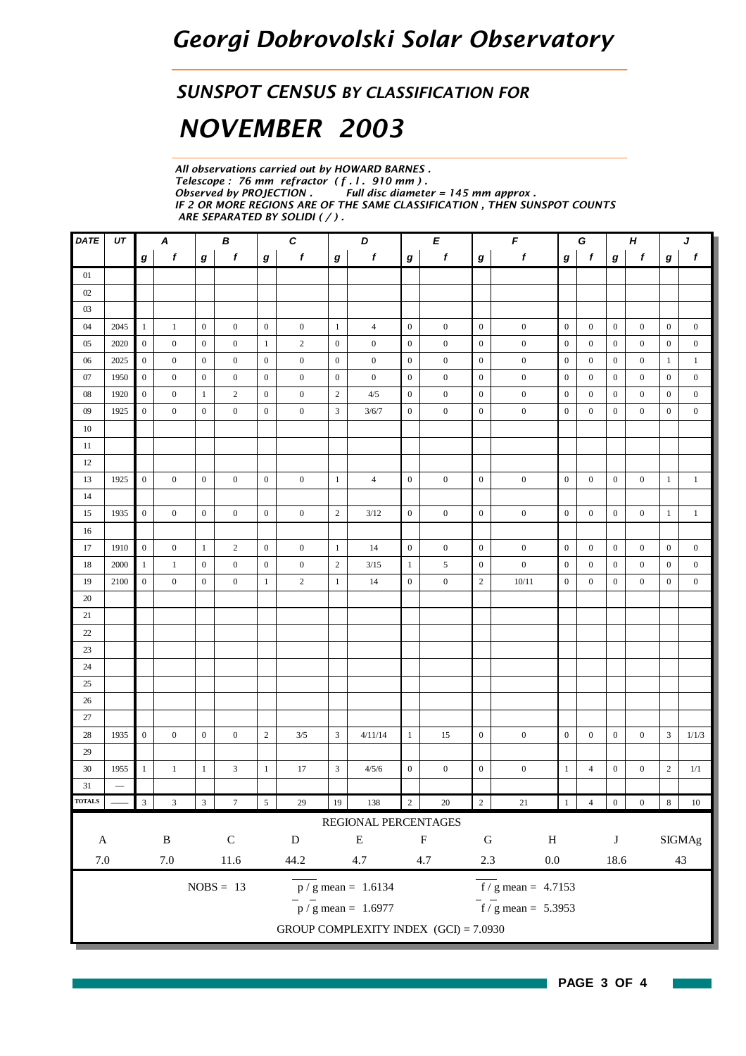# Georgi Dobrovolski Solar Observatory

## SUNSPOT CENSUS BY CLASSIFICATION FOR

## NOVEMBER 2003

*All observations carried out by HOWARD BARNES .*
*Telescope : 76 mm refractor ( f . l . 910 mm ) .*
*Observed by PROJECTION .    Full disc diameter = 145 mm approx .*
*IF 2 OR MORE REGIONS ARE OF THE SAME CLASSIFICATION , THEN SUNSPOT COUNTS ARE SEPARATED BY SOLIDI ( / ) .*

| DATE | UT | A | | B | | C | | D | | E | | F | | G | | H | | J | |
|---|---|---|---|---|---|---|---|---|---|---|---|---|---|---|---|---|---|---|---|
| | | g | f | g | f | g | f | g | f | g | f | g | f | g | f | g | f | g | f |
| 01 | | | | | | | | | | | | | | | | | | | |
| 02 | | | | | | | | | | | | | | | | | | | |
| 03 | | | | | | | | | | | | | | | | | | | |
| 04 | 2045 | 1 | 1 | 0 | 0 | 0 | 0 | 1 | 4 | 0 | 0 | 0 | 0 | 0 | 0 | 0 | 0 | 0 | 0 |
| 05 | 2020 | 0 | 0 | 0 | 0 | 1 | 2 | 0 | 0 | 0 | 0 | 0 | 0 | 0 | 0 | 0 | 0 | 0 | 0 |
| 06 | 2025 | 0 | 0 | 0 | 0 | 0 | 0 | 0 | 0 | 0 | 0 | 0 | 0 | 0 | 0 | 0 | 0 | 1 | 1 |
| 07 | 1950 | 0 | 0 | 0 | 0 | 0 | 0 | 0 | 0 | 0 | 0 | 0 | 0 | 0 | 0 | 0 | 0 | 0 | 0 |
| 08 | 1920 | 0 | 0 | 1 | 2 | 0 | 0 | 2 | 4/5 | 0 | 0 | 0 | 0 | 0 | 0 | 0 | 0 | 0 | 0 |
| 09 | 1925 | 0 | 0 | 0 | 0 | 0 | 0 | 3 | 3/6/7 | 0 | 0 | 0 | 0 | 0 | 0 | 0 | 0 | 0 | 0 |
| 10 | | | | | | | | | | | | | | | | | | | |
| 11 | | | | | | | | | | | | | | | | | | | |
| 12 | | | | | | | | | | | | | | | | | | | |
| 13 | 1925 | 0 | 0 | 0 | 0 | 0 | 0 | 1 | 4 | 0 | 0 | 0 | 0 | 0 | 0 | 0 | 0 | 1 | 1 |
| 14 | | | | | | | | | | | | | | | | | | | |
| 15 | 1935 | 0 | 0 | 0 | 0 | 0 | 0 | 2 | 3/12 | 0 | 0 | 0 | 0 | 0 | 0 | 0 | 0 | 1 | 1 |
| 16 | | | | | | | | | | | | | | | | | | | |
| 17 | 1910 | 0 | 0 | 1 | 2 | 0 | 0 | 1 | 14 | 0 | 0 | 0 | 0 | 0 | 0 | 0 | 0 | 0 | 0 |
| 18 | 2000 | 1 | 1 | 0 | 0 | 0 | 0 | 2 | 3/15 | 1 | 5 | 0 | 0 | 0 | 0 | 0 | 0 | 0 | 0 |
| 19 | 2100 | 0 | 0 | 0 | 0 | 1 | 2 | 1 | 14 | 0 | 0 | 2 | 10/11 | 0 | 0 | 0 | 0 | 0 | 0 |
| 20 | | | | | | | | | | | | | | | | | | | |
| 21 | | | | | | | | | | | | | | | | | | | |
| 22 | | | | | | | | | | | | | | | | | | | |
| 23 | | | | | | | | | | | | | | | | | | | |
| 24 | | | | | | | | | | | | | | | | | | | |
| 25 | | | | | | | | | | | | | | | | | | | |
| 26 | | | | | | | | | | | | | | | | | | | |
| 27 | | | | | | | | | | | | | | | | | | | |
| 28 | 1935 | 0 | 0 | 0 | 0 | 2 | 3/5 | 3 | 4/11/14 | 1 | 15 | 0 | 0 | 0 | 0 | 0 | 0 | 3 | 1/1/3 |
| 29 | | | | | | | | | | | | | | | | | | | |
| 30 | 1955 | 1 | 1 | 1 | 3 | 1 | 17 | 3 | 4/5/6 | 0 | 0 | 0 | 0 | 1 | 4 | 0 | 0 | 2 | 1/1 |
| 31 | — | | | | | | | | | | | | | | | | | | |
| TOTALS | —— | 3 | 3 | 3 | 7 | 5 | 29 | 19 | 138 | 2 | 20 | 2 | 21 | 1 | 4 | 0 | 0 | 8 | 10 |

REGIONAL PERCENTAGES

| A | B | C | D | E | F | G | H | J | SIGMAg |
|---|---|---|---|---|---|---|---|---|---|
| 7.0 | 7.0 | 11.6 | 44.2 | 4.7 | 4.7 | 2.3 | 0.0 | 18.6 | 43 |

NOBS = 13

$\overline{p/g}$ mean = 1.6134

$\overline{f/g}$ mean = 4.7153

$\bar{p}/\bar{g}$ mean = 1.6977

$\bar{f}/\bar{g}$ mean = 5.3953

GROUP COMPLEXITY INDEX (GCI) = 7.0930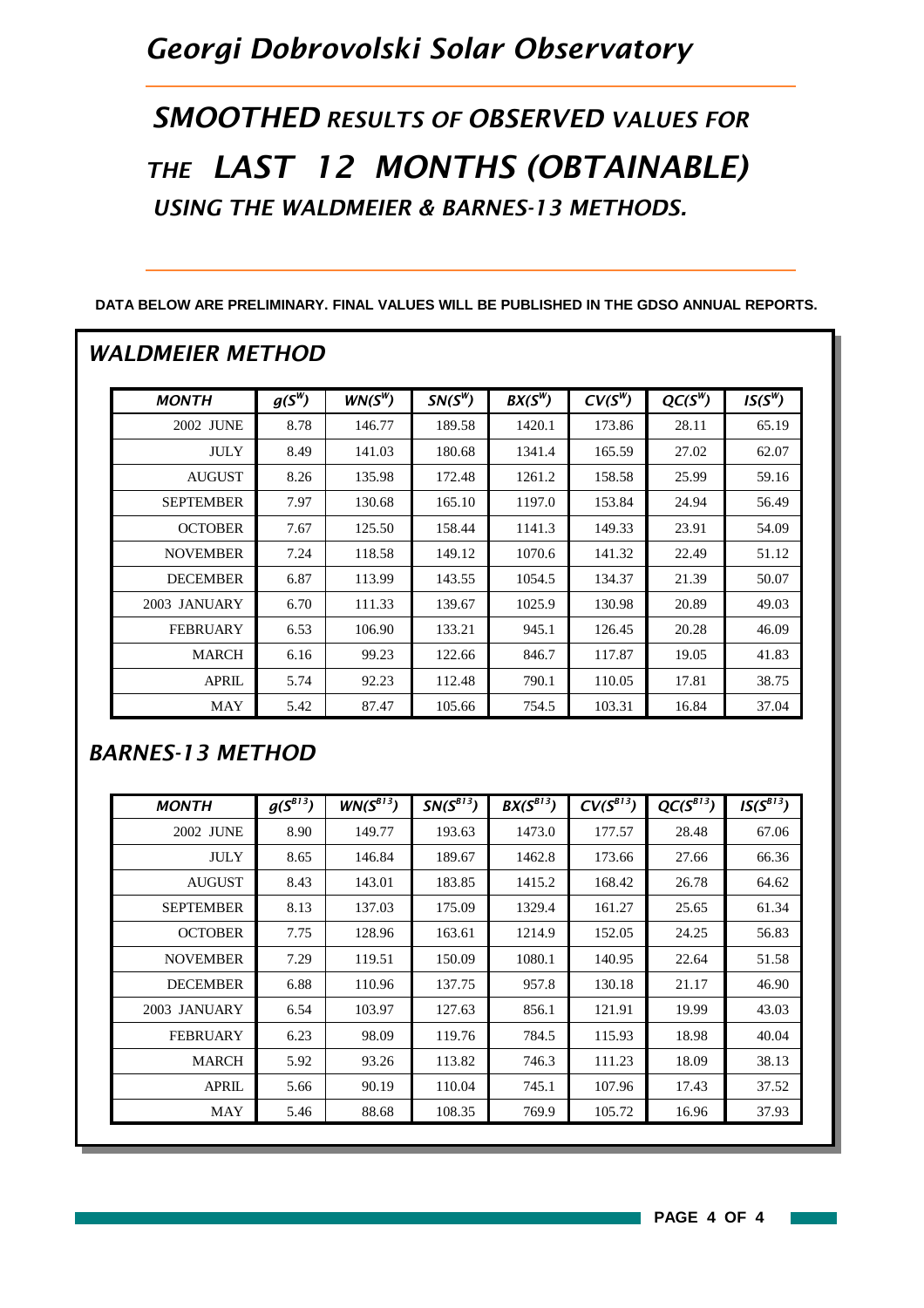# Georgi Dobrovolski Solar Observatory

## SMOOTHED RESULTS OF OBSERVED VALUES FOR THE LAST 12 MONTHS (OBTAINABLE) USING THE WALDMEIER & BARNES-13 METHODS.

**DATA BELOW ARE PRELIMINARY. FINAL VALUES WILL BE PUBLISHED IN THE GDSO ANNUAL REPORTS.**

### WALDMEIER METHOD

| MONTH | $g(S^W)$ | $WN(S^W)$ | $SN(S^W)$ | $BX(S^W)$ | $CV(S^W)$ | $QC(S^W)$ | $IS(S^W)$ |
|---|---|---|---|---|---|---|---|
| 2002 JUNE | 8.78 | 146.77 | 189.58 | 1420.1 | 173.86 | 28.11 | 65.19 |
| JULY | 8.49 | 141.03 | 180.68 | 1341.4 | 165.59 | 27.02 | 62.07 |
| AUGUST | 8.26 | 135.98 | 172.48 | 1261.2 | 158.58 | 25.99 | 59.16 |
| SEPTEMBER | 7.97 | 130.68 | 165.10 | 1197.0 | 153.84 | 24.94 | 56.49 |
| OCTOBER | 7.67 | 125.50 | 158.44 | 1141.3 | 149.33 | 23.91 | 54.09 |
| NOVEMBER | 7.24 | 118.58 | 149.12 | 1070.6 | 141.32 | 22.49 | 51.12 |
| DECEMBER | 6.87 | 113.99 | 143.55 | 1054.5 | 134.37 | 21.39 | 50.07 |
| 2003 JANUARY | 6.70 | 111.33 | 139.67 | 1025.9 | 130.98 | 20.89 | 49.03 |
| FEBRUARY | 6.53 | 106.90 | 133.21 | 945.1 | 126.45 | 20.28 | 46.09 |
| MARCH | 6.16 | 99.23 | 122.66 | 846.7 | 117.87 | 19.05 | 41.83 |
| APRIL | 5.74 | 92.23 | 112.48 | 790.1 | 110.05 | 17.81 | 38.75 |
| MAY | 5.42 | 87.47 | 105.66 | 754.5 | 103.31 | 16.84 | 37.04 |

### BARNES-13 METHOD

| MONTH | $g(S^{B13})$ | $WN(S^{B13})$ | $SN(S^{B13})$ | $BX(S^{B13})$ | $CV(S^{B13})$ | $QC(S^{B13})$ | $IS(S^{B13})$ |
|---|---|---|---|---|---|---|---|
| 2002 JUNE | 8.90 | 149.77 | 193.63 | 1473.0 | 177.57 | 28.48 | 67.06 |
| JULY | 8.65 | 146.84 | 189.67 | 1462.8 | 173.66 | 27.66 | 66.36 |
| AUGUST | 8.43 | 143.01 | 183.85 | 1415.2 | 168.42 | 26.78 | 64.62 |
| SEPTEMBER | 8.13 | 137.03 | 175.09 | 1329.4 | 161.27 | 25.65 | 61.34 |
| OCTOBER | 7.75 | 128.96 | 163.61 | 1214.9 | 152.05 | 24.25 | 56.83 |
| NOVEMBER | 7.29 | 119.51 | 150.09 | 1080.1 | 140.95 | 22.64 | 51.58 |
| DECEMBER | 6.88 | 110.96 | 137.75 | 957.8 | 130.18 | 21.17 | 46.90 |
| 2003 JANUARY | 6.54 | 103.97 | 127.63 | 856.1 | 121.91 | 19.99 | 43.03 |
| FEBRUARY | 6.23 | 98.09 | 119.76 | 784.5 | 115.93 | 18.98 | 40.04 |
| MARCH | 5.92 | 93.26 | 113.82 | 746.3 | 111.23 | 18.09 | 38.13 |
| APRIL | 5.66 | 90.19 | 110.04 | 745.1 | 107.96 | 17.43 | 37.52 |
| MAY | 5.46 | 88.68 | 108.35 | 769.9 | 105.72 | 16.96 | 37.93 |